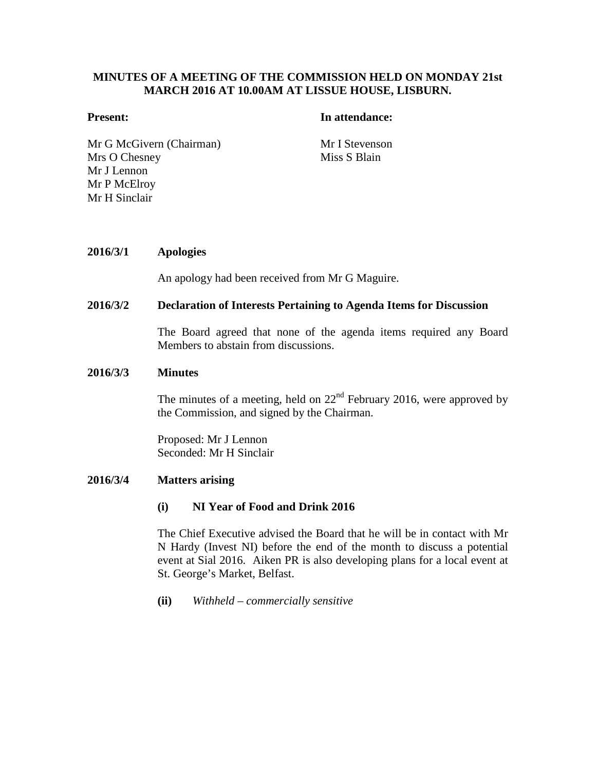**MINUTES OF A MEETING OF THE COMMISSION HELD ON MONDAY 21st MARCH 2016 AT 10.00AM AT LISSUE HOUSE, LISBURN.**

**Present:**

Mr G McGivern (Chairman)
Mrs O Chesney
Mr J Lennon
Mr P McElroy
Mr H Sinclair

**In attendance:**

Mr I Stevenson
Miss S Blain

**2016/3/1 Apologies**

An apology had been received from Mr G Maguire.

**2016/3/2 Declaration of Interests Pertaining to Agenda Items for Discussion**

The Board agreed that none of the agenda items required any Board Members to abstain from discussions.

**2016/3/3 Minutes**

The minutes of a meeting, held on 22nd February 2016, were approved by the Commission, and signed by the Chairman.

Proposed: Mr J Lennon
Seconded: Mr H Sinclair

**2016/3/4 Matters arising**

**(i) NI Year of Food and Drink 2016**

The Chief Executive advised the Board that he will be in contact with Mr N Hardy (Invest NI) before the end of the month to discuss a potential event at Sial 2016. Aiken PR is also developing plans for a local event at St. George's Market, Belfast.

**(ii)** *Withheld – commercially sensitive*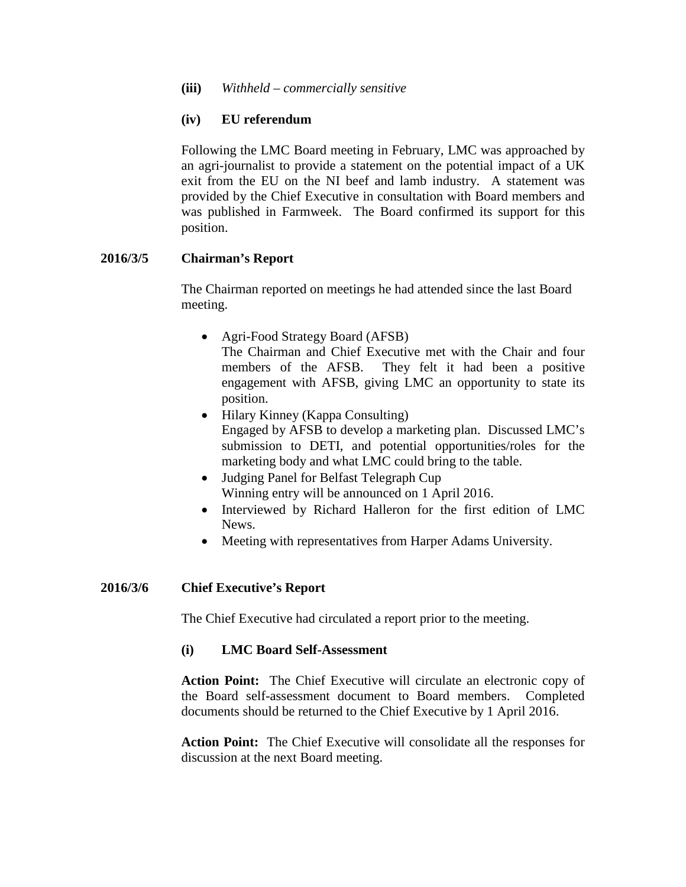**(iii)** *Withheld – commercially sensitive*

**(iv) EU referendum**

Following the LMC Board meeting in February, LMC was approached by an agri-journalist to provide a statement on the potential impact of a UK exit from the EU on the NI beef and lamb industry. A statement was provided by the Chief Executive in consultation with Board members and was published in Farmweek. The Board confirmed its support for this position.

**2016/3/5 Chairman's Report**

The Chairman reported on meetings he had attended since the last Board meeting.

- Agri-Food Strategy Board (AFSB)
  The Chairman and Chief Executive met with the Chair and four members of the AFSB. They felt it had been a positive engagement with AFSB, giving LMC an opportunity to state its position.
- Hilary Kinney (Kappa Consulting)
  Engaged by AFSB to develop a marketing plan. Discussed LMC's submission to DETI, and potential opportunities/roles for the marketing body and what LMC could bring to the table.
- Judging Panel for Belfast Telegraph Cup
  Winning entry will be announced on 1 April 2016.
- Interviewed by Richard Halleron for the first edition of LMC News.
- Meeting with representatives from Harper Adams University.

**2016/3/6 Chief Executive's Report**

The Chief Executive had circulated a report prior to the meeting.

**(i) LMC Board Self-Assessment**

**Action Point:** The Chief Executive will circulate an electronic copy of the Board self-assessment document to Board members. Completed documents should be returned to the Chief Executive by 1 April 2016.

**Action Point:** The Chief Executive will consolidate all the responses for discussion at the next Board meeting.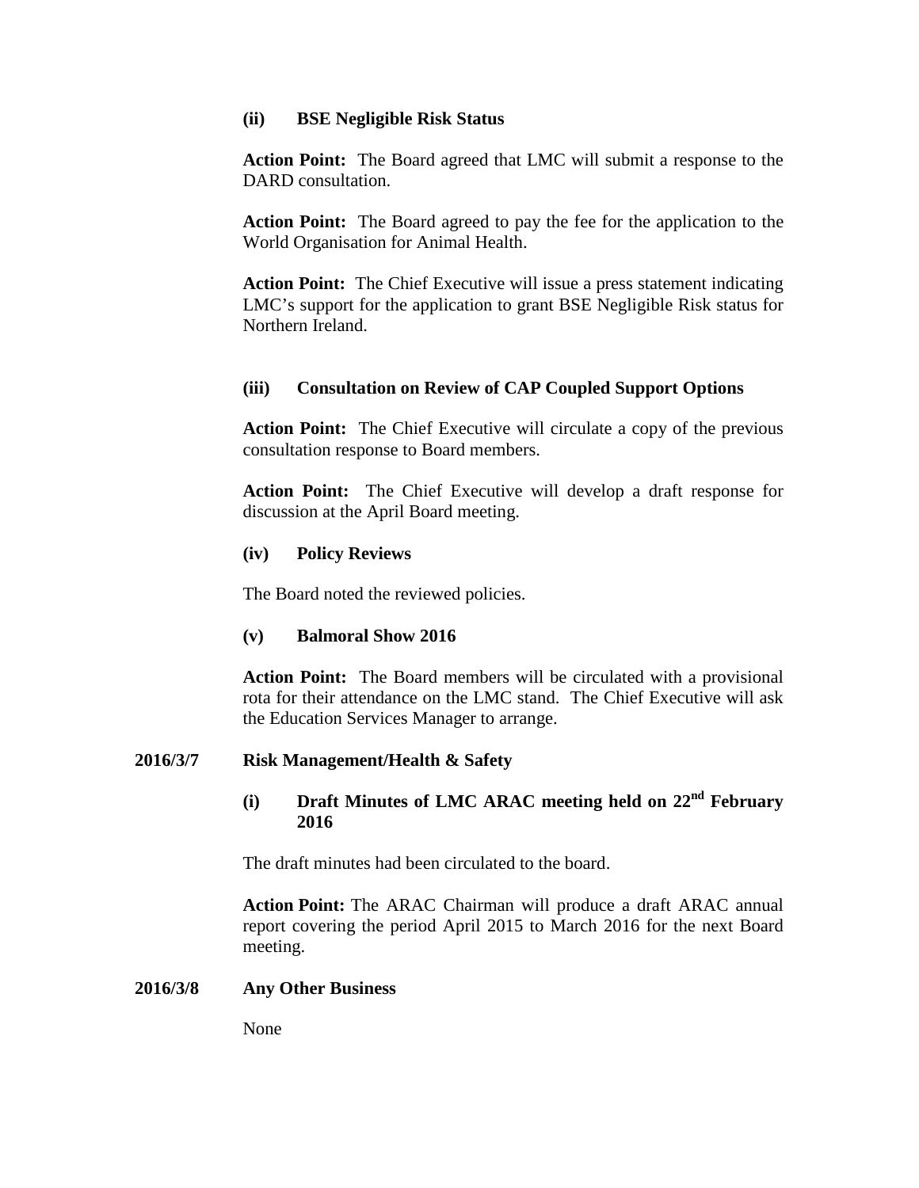### (ii) BSE Negligible Risk Status

**Action Point:** The Board agreed that LMC will submit a response to the DARD consultation.

**Action Point:** The Board agreed to pay the fee for the application to the World Organisation for Animal Health.

**Action Point:** The Chief Executive will issue a press statement indicating LMC's support for the application to grant BSE Negligible Risk status for Northern Ireland.

### (iii) Consultation on Review of CAP Coupled Support Options

**Action Point:** The Chief Executive will circulate a copy of the previous consultation response to Board members.

**Action Point:** The Chief Executive will develop a draft response for discussion at the April Board meeting.

### (iv) Policy Reviews

The Board noted the reviewed policies.

### (v) Balmoral Show 2016

**Action Point:** The Board members will be circulated with a provisional rota for their attendance on the LMC stand. The Chief Executive will ask the Education Services Manager to arrange.

## 2016/3/7 Risk Management/Health & Safety

### (i) Draft Minutes of LMC ARAC meeting held on 22nd February 2016

The draft minutes had been circulated to the board.

**Action Point:** The ARAC Chairman will produce a draft ARAC annual report covering the period April 2015 to March 2016 for the next Board meeting.

## 2016/3/8 Any Other Business

None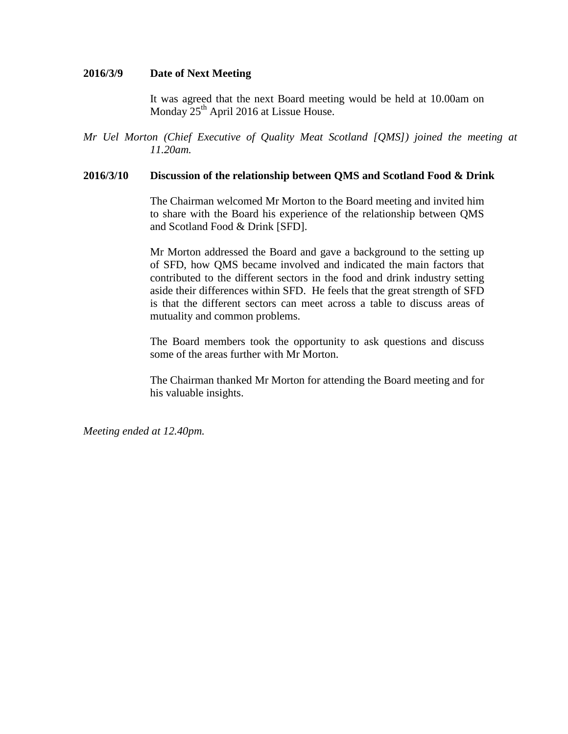**2016/3/9 Date of Next Meeting**

It was agreed that the next Board meeting would be held at 10.00am on Monday 25th April 2016 at Lissue House.

*Mr Uel Morton (Chief Executive of Quality Meat Scotland [QMS]) joined the meeting at 11.20am.*

**2016/3/10 Discussion of the relationship between QMS and Scotland Food & Drink**

The Chairman welcomed Mr Morton to the Board meeting and invited him to share with the Board his experience of the relationship between QMS and Scotland Food & Drink [SFD].

Mr Morton addressed the Board and gave a background to the setting up of SFD, how QMS became involved and indicated the main factors that contributed to the different sectors in the food and drink industry setting aside their differences within SFD. He feels that the great strength of SFD is that the different sectors can meet across a table to discuss areas of mutuality and common problems.

The Board members took the opportunity to ask questions and discuss some of the areas further with Mr Morton.

The Chairman thanked Mr Morton for attending the Board meeting and for his valuable insights.

*Meeting ended at 12.40pm.*